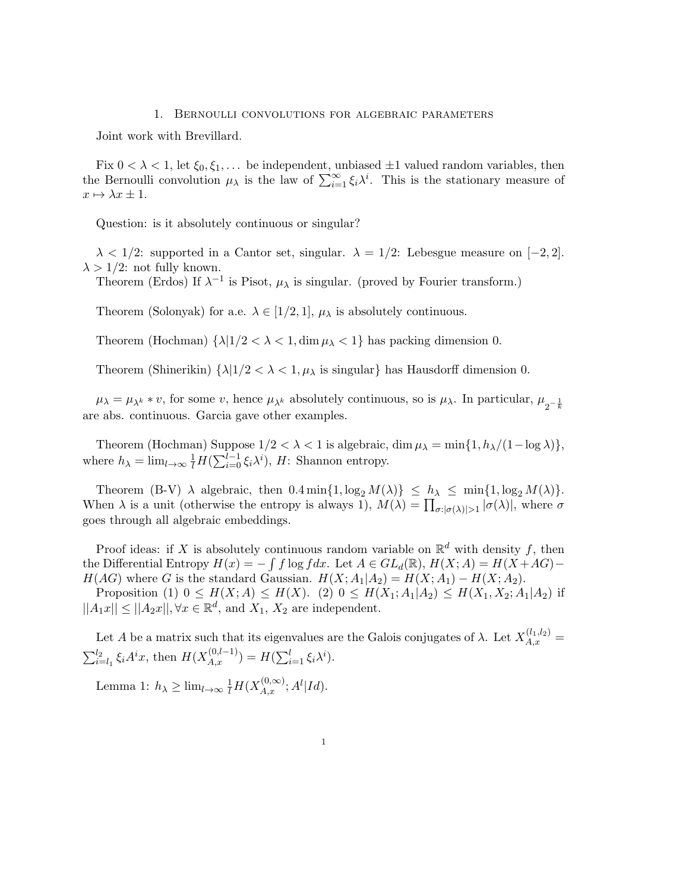# 1. Bernoulli convolutions for algebraic parameters

Joint work with Brevillard.

Fix $0 < \lambda < 1$, let $\xi_0, \xi_1, \dots$ be independent, unbiased $\pm 1$ valued random variables, then the Bernoulli convolution $\mu_\lambda$ is the law of $\sum_{i=1}^{\infty} \xi_i \lambda^i$. This is the stationary measure of $x \mapsto \lambda x \pm 1$.

Question: is it absolutely continuous or singular?

$\lambda < 1/2$: supported in a Cantor set, singular. $\lambda = 1/2$: Lebesgue measure on $[-2, 2]$. $\lambda > 1/2$: not fully known.

Theorem (Erdos) If $\lambda^{-1}$ is Pisot, $\mu_\lambda$ is singular. (proved by Fourier transform.)

Theorem (Solonyak) for a.e. $\lambda \in [1/2, 1]$, $\mu_\lambda$ is absolutely continuous.

Theorem (Hochman) $\{\lambda | 1/2 < \lambda < 1, \dim \mu_\lambda < 1\}$ has packing dimension 0.

Theorem (Shinerikin) $\{\lambda | 1/2 < \lambda < 1, \mu_\lambda \text{ is singular}\}$ has Hausdorff dimension 0.

$\mu_\lambda = \mu_{\lambda^k} * v$, for some $v$, hence $\mu_{\lambda^k}$ absolutely continuous, so is $\mu_\lambda$. In particular, $\mu_{2^{-\frac{1}{k}}}$ are abs. continuous. Garcia gave other examples.

Theorem (Hochman) Suppose $1/2 < \lambda < 1$ is algebraic, $\dim \mu_\lambda = \min\{1, h_\lambda/(1 - \log \lambda)\}$, where $h_\lambda = \lim_{l \to \infty} \frac{1}{l} H(\sum_{i=0}^{l-1} \xi_i \lambda^i)$, $H$: Shannon entropy.

Theorem (B-V) $\lambda$ algebraic, then $0.4 \min\{1, \log_2 M(\lambda)\} \le h_\lambda \le \min\{1, \log_2 M(\lambda)\}$. When $\lambda$ is a unit (otherwise the entropy is always 1), $M(\lambda) = \prod_{\sigma : |\sigma(\lambda)| > 1} |\sigma(\lambda)|$, where $\sigma$ goes through all algebraic embeddings.

Proof ideas: if $X$ is absolutely continuous random variable on $\mathbb{R}^d$ with density $f$, then the Differential Entropy $H(x) = -\int f \log f dx$. Let $A \in GL_d(\mathbb{R})$, $H(X; A) = H(X + AG) - H(AG)$ where $G$ is the standard Gaussian. $H(X; A_1 | A_2) = H(X; A_1) - H(X; A_2)$.

Proposition (1) $0 \le H(X; A) \le H(X)$. (2) $0 \le H(X_1; A_1 | A_2) \le H(X_1, X_2; A_1 | A_2)$ if $||A_1 x|| \le ||A_2 x||, \forall x \in \mathbb{R}^d$, and $X_1$, $X_2$ are independent.

Let $A$ be a matrix such that its eigenvalues are the Galois conjugates of $\lambda$. Let $X_{A,x}^{(l_1, l_2)} = \sum_{i=l_1}^{l_2} \xi_i A^i x$, then $H(X_{A,x}^{(0,l-1)}) = H(\sum_{i=1}^{l} \xi_i \lambda^i)$.

Lemma 1: $h_\lambda \ge \lim_{l \to \infty} \frac{1}{l} H(X_{A,x}^{(0,\infty)}; A^l | Id)$.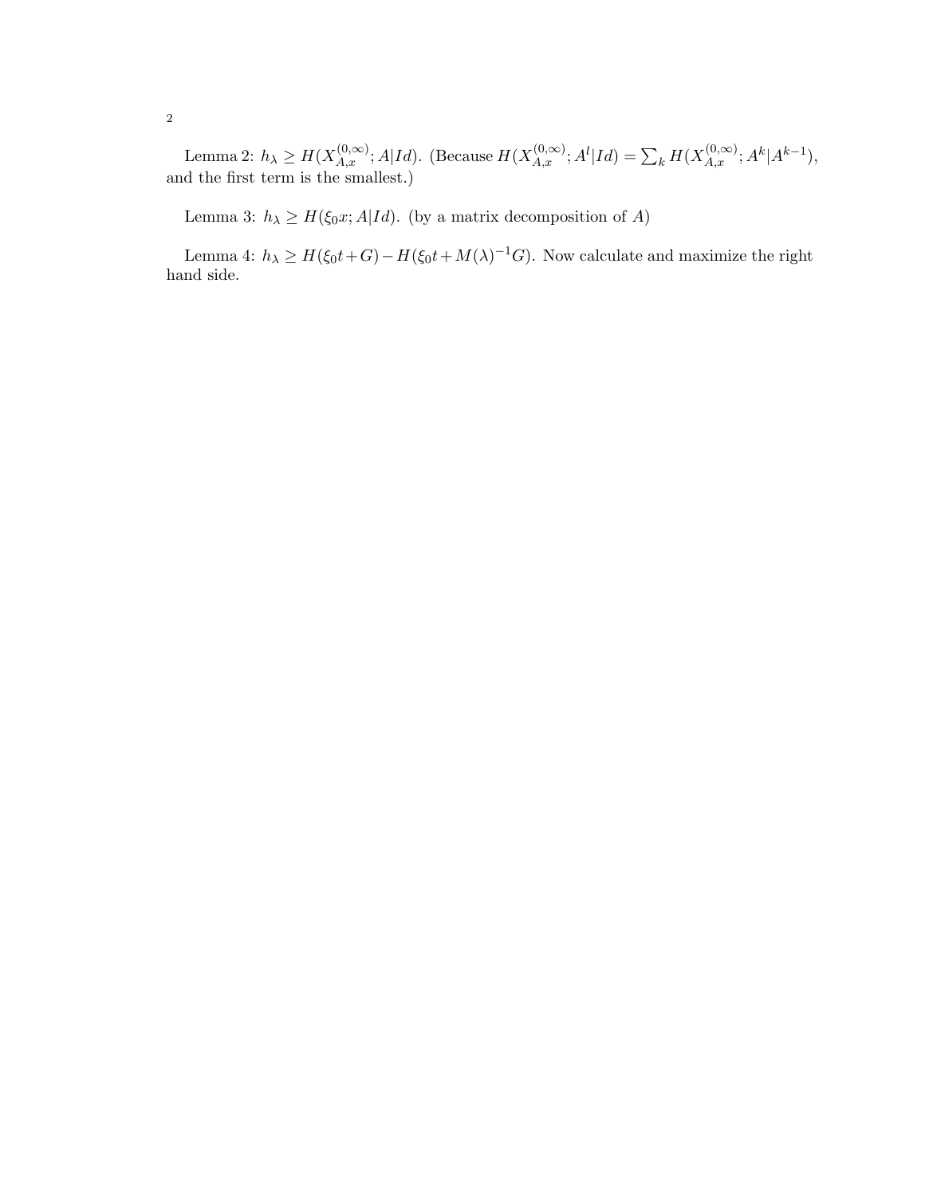Lemma 2: $h_\lambda \geq H(X_{A,x}^{(0,\infty)}; A|Id)$. (Because $H(X_{A,x}^{(0,\infty)}; A^l|Id) = \sum_k H(X_{A,x}^{(0,\infty)}; A^k|A^{k-1})$, and the first term is the smallest.)

Lemma 3: $h_\lambda \geq H(\xi_0 x; A|Id)$. (by a matrix decomposition of $A$)

Lemma 4: $h_\lambda \geq H(\xi_0 t + G) - H(\xi_0 t + M(\lambda)^{-1} G)$. Now calculate and maximize the right hand side.